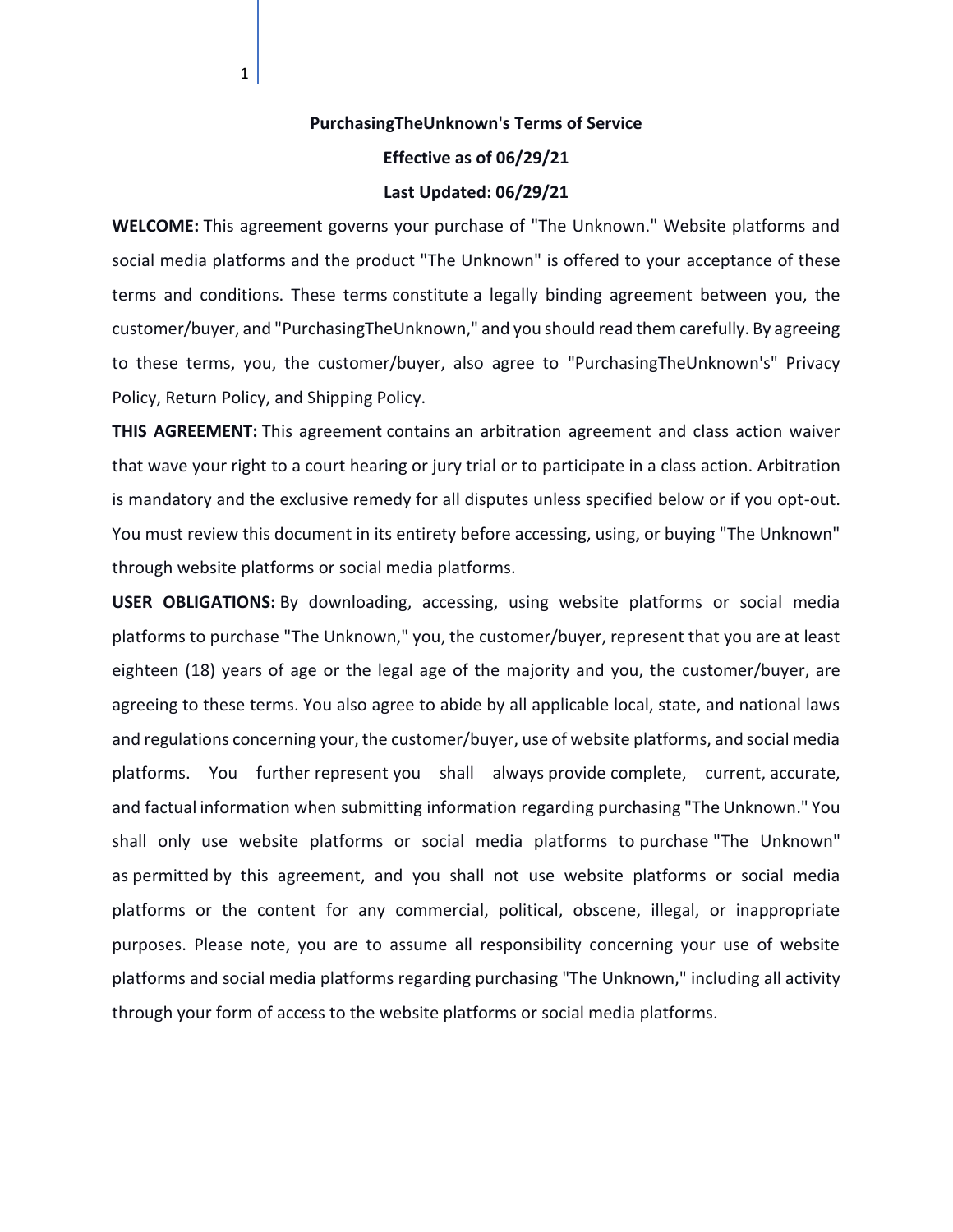**PurchasingTheUnknown's Terms of Service**

**Effective as of 06/29/21**

**Last Updated: 06/29/21**

**WELCOME:** This agreement governs your purchase of "The Unknown." Website platforms and social media platforms and the product "The Unknown" is offered to your acceptance of these terms and conditions. These terms constitute a legally binding agreement between you, the customer/buyer, and "PurchasingTheUnknown," and you should read them carefully. By agreeing to these terms, you, the customer/buyer, also agree to "PurchasingTheUnknown's" Privacy Policy, Return Policy, and Shipping Policy.

**THIS AGREEMENT:** This agreement contains an arbitration agreement and class action waiver that wave your right to a court hearing or jury trial or to participate in a class action. Arbitration is mandatory and the exclusive remedy for all disputes unless specified below or if you opt-out. You must review this document in its entirety before accessing, using, or buying "The Unknown" through website platforms or social media platforms.

**USER OBLIGATIONS:** By downloading, accessing, using website platforms or social media platforms to purchase "The Unknown," you, the customer/buyer, represent that you are at least eighteen (18) years of age or the legal age of the majority and you, the customer/buyer, are agreeing to these terms. You also agree to abide by all applicable local, state, and national laws and regulations concerning your, the customer/buyer, use of website platforms, and social media platforms. You further represent you shall always provide complete, current, accurate, and factual information when submitting information regarding purchasing "The Unknown." You shall only use website platforms or social media platforms to purchase "The Unknown" as permitted by this agreement, and you shall not use website platforms or social media platforms or the content for any commercial, political, obscene, illegal, or inappropriate purposes. Please note, you are to assume all responsibility concerning your use of website platforms and social media platforms regarding purchasing "The Unknown," including all activity through your form of access to the website platforms or social media platforms.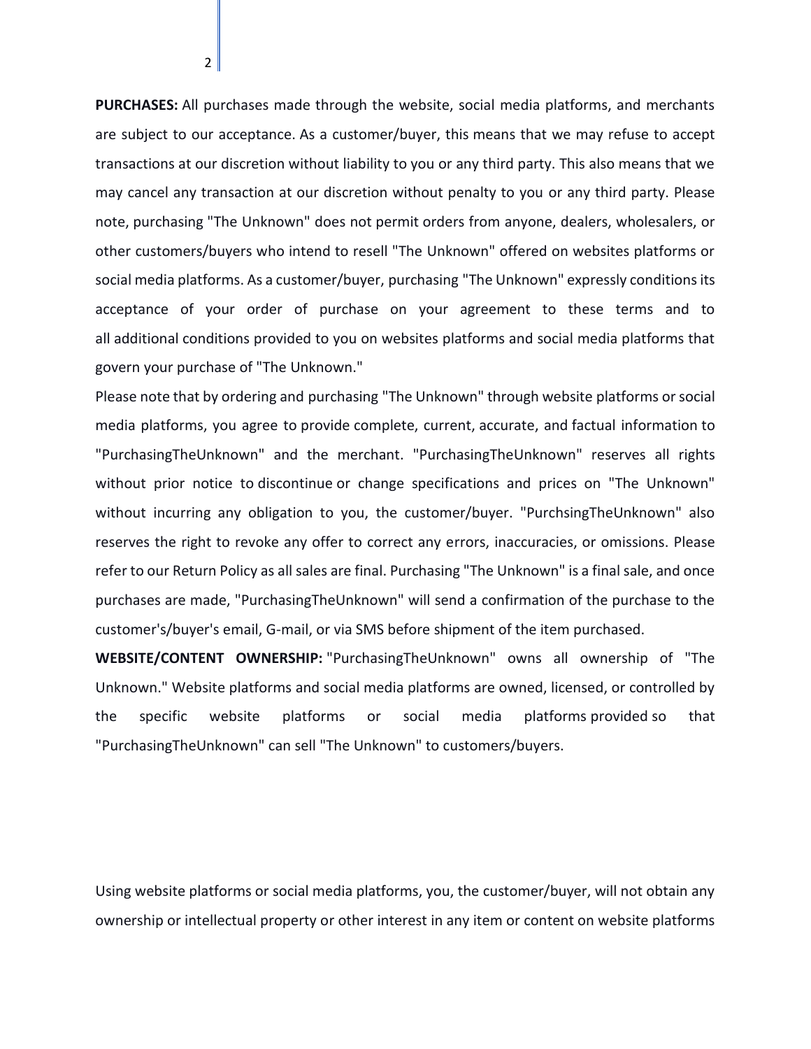**PURCHASES:** All purchases made through the website, social media platforms, and merchants are subject to our acceptance. As a customer/buyer, this means that we may refuse to accept transactions at our discretion without liability to you or any third party. This also means that we may cancel any transaction at our discretion without penalty to you or any third party. Please note, purchasing "The Unknown" does not permit orders from anyone, dealers, wholesalers, or other customers/buyers who intend to resell "The Unknown" offered on websites platforms or social media platforms. As a customer/buyer, purchasing "The Unknown" expressly conditions its acceptance of your order of purchase on your agreement to these terms and to all additional conditions provided to you on websites platforms and social media platforms that govern your purchase of "The Unknown."

Please note that by ordering and purchasing "The Unknown" through website platforms or social media platforms, you agree to provide complete, current, accurate, and factual information to "PurchasingTheUnknown" and the merchant. "PurchasingTheUnknown" reserves all rights without prior notice to discontinue or change specifications and prices on "The Unknown" without incurring any obligation to you, the customer/buyer. "PurchsingTheUnknown" also reserves the right to revoke any offer to correct any errors, inaccuracies, or omissions. Please refer to our Return Policy as all sales are final. Purchasing "The Unknown" is a final sale, and once purchases are made, "PurchasingTheUnknown" will send a confirmation of the purchase to the customer's/buyer's email, G-mail, or via SMS before shipment of the item purchased.

**WEBSITE/CONTENT OWNERSHIP:** "PurchasingTheUnknown" owns all ownership of "The Unknown." Website platforms and social media platforms are owned, licensed, or controlled by the specific website platforms or social media platforms provided so that "PurchasingTheUnknown" can sell "The Unknown" to customers/buyers.

Using website platforms or social media platforms, you, the customer/buyer, will not obtain any ownership or intellectual property or other interest in any item or content on website platforms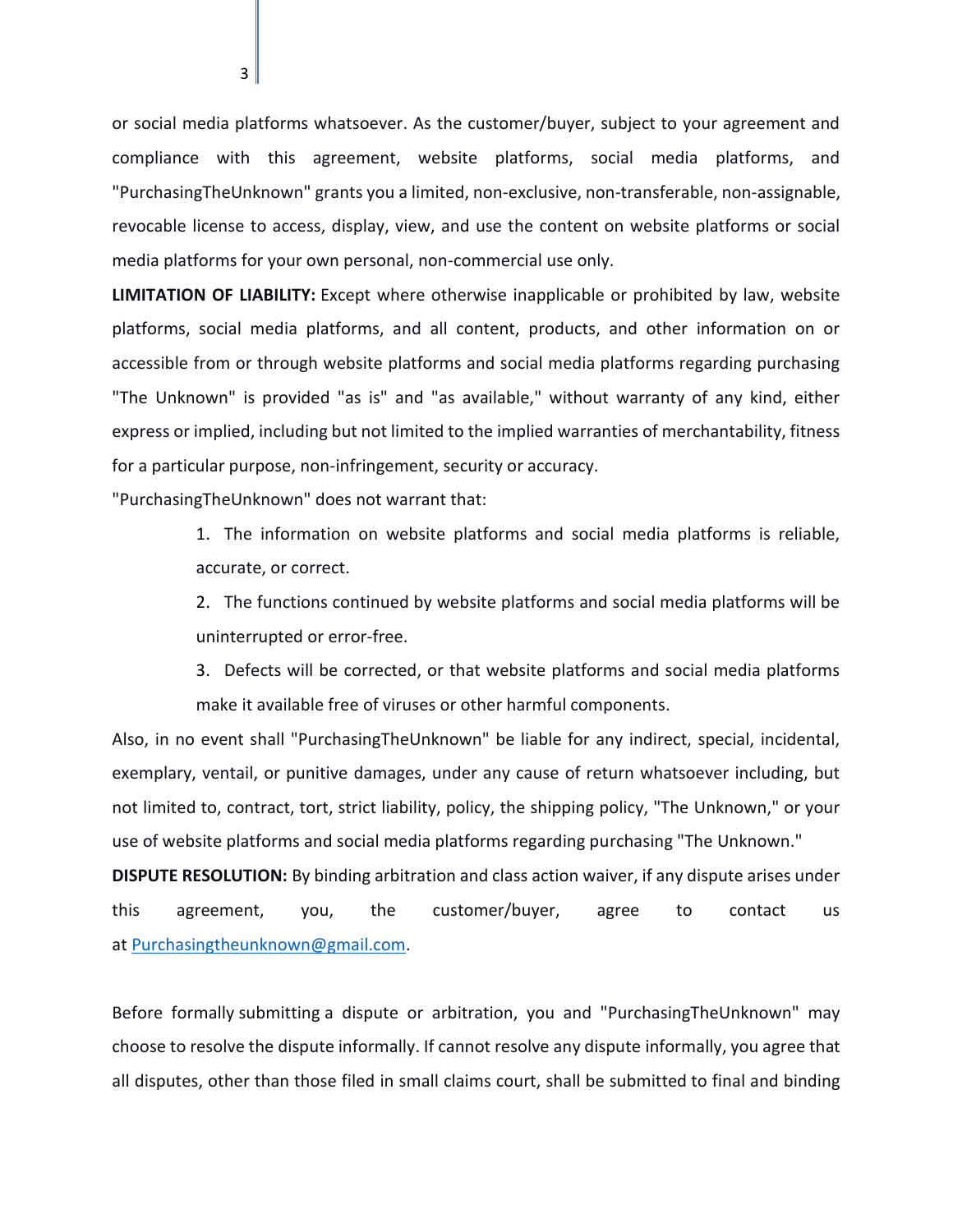or social media platforms whatsoever. As the customer/buyer, subject to your agreement and compliance with this agreement, website platforms, social media platforms, and "PurchasingTheUnknown" grants you a limited, non-exclusive, non-transferable, non-assignable, revocable license to access, display, view, and use the content on website platforms or social media platforms for your own personal, non-commercial use only.

**LIMITATION OF LIABILITY:** Except where otherwise inapplicable or prohibited by law, website platforms, social media platforms, and all content, products, and other information on or accessible from or through website platforms and social media platforms regarding purchasing "The Unknown" is provided "as is" and "as available," without warranty of any kind, either express or implied, including but not limited to the implied warranties of merchantability, fitness for a particular purpose, non-infringement, security or accuracy.

"PurchasingTheUnknown" does not warrant that:

1. The information on website platforms and social media platforms is reliable, accurate, or correct.
2. The functions continued by website platforms and social media platforms will be uninterrupted or error-free.
3. Defects will be corrected, or that website platforms and social media platforms make it available free of viruses or other harmful components.

Also, in no event shall "PurchasingTheUnknown" be liable for any indirect, special, incidental, exemplary, ventail, or punitive damages, under any cause of return whatsoever including, but not limited to, contract, tort, strict liability, policy, the shipping policy, "The Unknown," or your use of website platforms and social media platforms regarding purchasing "The Unknown."

**DISPUTE RESOLUTION:** By binding arbitration and class action waiver, if any dispute arises under this agreement, you, the customer/buyer, agree to contact us at [Purchasingtheunknown@gmail.com](mailto:Purchasingtheunknown@gmail.com).

Before formally submitting a dispute or arbitration, you and "PurchasingTheUnknown" may choose to resolve the dispute informally. If cannot resolve any dispute informally, you agree that all disputes, other than those filed in small claims court, shall be submitted to final and binding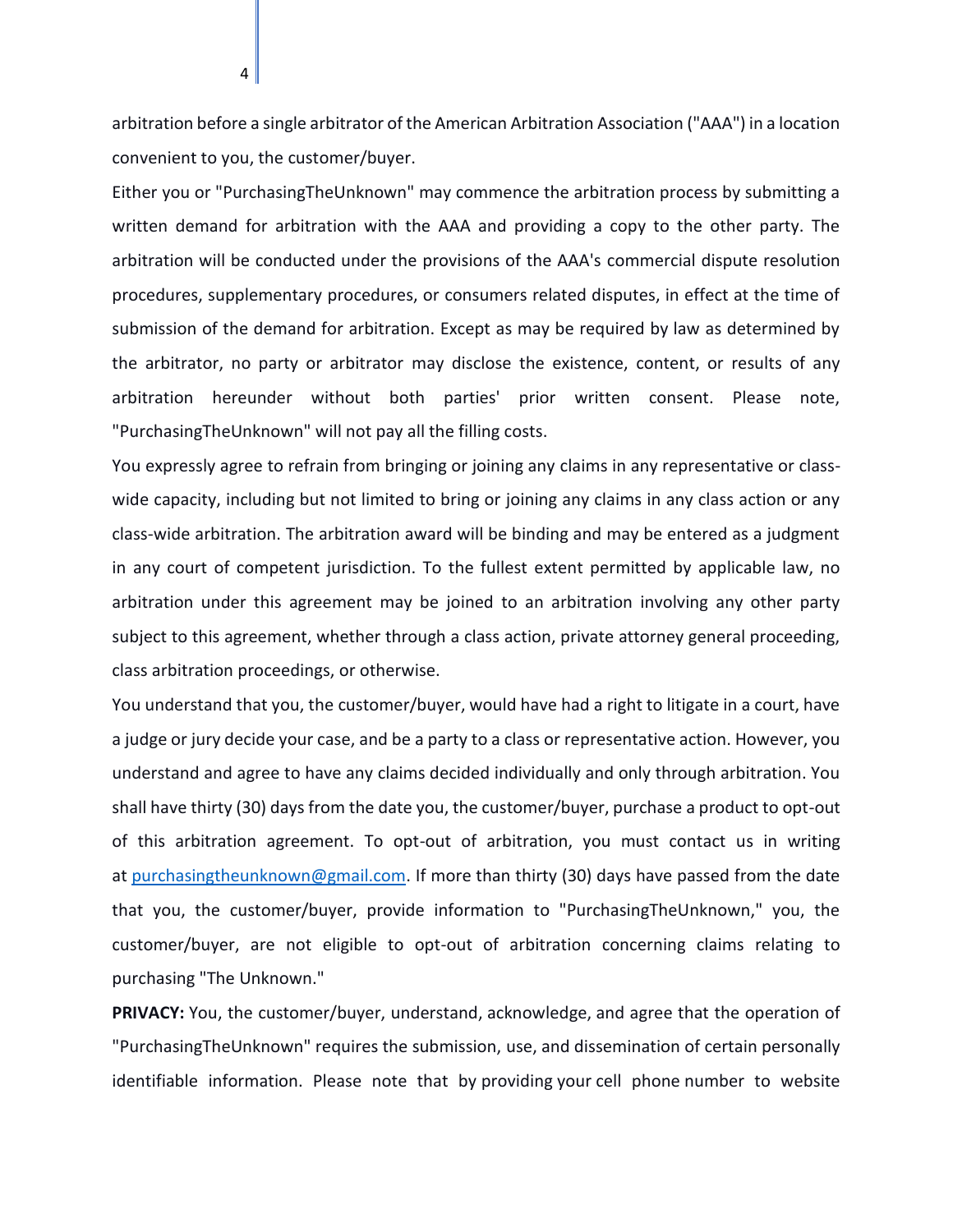arbitration before a single arbitrator of the American Arbitration Association ("AAA") in a location convenient to you, the customer/buyer.

Either you or "PurchasingTheUnknown" may commence the arbitration process by submitting a written demand for arbitration with the AAA and providing a copy to the other party. The arbitration will be conducted under the provisions of the AAA's commercial dispute resolution procedures, supplementary procedures, or consumers related disputes, in effect at the time of submission of the demand for arbitration. Except as may be required by law as determined by the arbitrator, no party or arbitrator may disclose the existence, content, or results of any arbitration hereunder without both parties' prior written consent. Please note, "PurchasingTheUnknown" will not pay all the filling costs.

You expressly agree to refrain from bringing or joining any claims in any representative or class-wide capacity, including but not limited to bring or joining any claims in any class action or any class-wide arbitration. The arbitration award will be binding and may be entered as a judgment in any court of competent jurisdiction. To the fullest extent permitted by applicable law, no arbitration under this agreement may be joined to an arbitration involving any other party subject to this agreement, whether through a class action, private attorney general proceeding, class arbitration proceedings, or otherwise.

You understand that you, the customer/buyer, would have had a right to litigate in a court, have a judge or jury decide your case, and be a party to a class or representative action. However, you understand and agree to have any claims decided individually and only through arbitration. You shall have thirty (30) days from the date you, the customer/buyer, purchase a product to opt-out of this arbitration agreement. To opt-out of arbitration, you must contact us in writing at purchasingtheunknown@gmail.com. If more than thirty (30) days have passed from the date that you, the customer/buyer, provide information to "PurchasingTheUnknown," you, the customer/buyer, are not eligible to opt-out of arbitration concerning claims relating to purchasing "The Unknown."

**PRIVACY:** You, the customer/buyer, understand, acknowledge, and agree that the operation of "PurchasingTheUnknown" requires the submission, use, and dissemination of certain personally identifiable information. Please note that by providing your cell phone number to website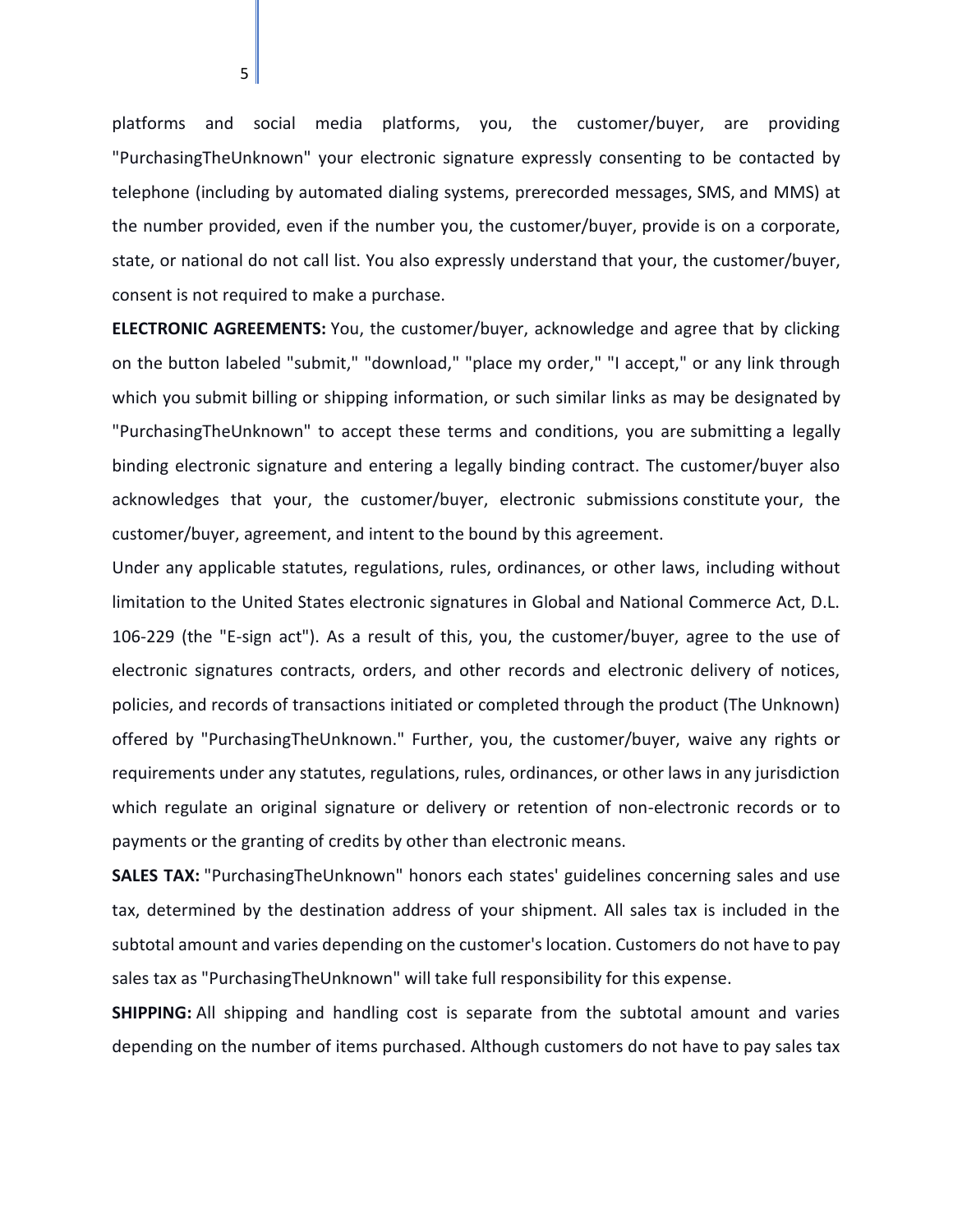platforms and social media platforms, you, the customer/buyer, are providing "PurchasingTheUnknown" your electronic signature expressly consenting to be contacted by telephone (including by automated dialing systems, prerecorded messages, SMS, and MMS) at the number provided, even if the number you, the customer/buyer, provide is on a corporate, state, or national do not call list. You also expressly understand that your, the customer/buyer, consent is not required to make a purchase.

**ELECTRONIC AGREEMENTS:** You, the customer/buyer, acknowledge and agree that by clicking on the button labeled "submit," "download," "place my order," "I accept," or any link through which you submit billing or shipping information, or such similar links as may be designated by "PurchasingTheUnknown" to accept these terms and conditions, you are submitting a legally binding electronic signature and entering a legally binding contract. The customer/buyer also acknowledges that your, the customer/buyer, electronic submissions constitute your, the customer/buyer, agreement, and intent to the bound by this agreement.

Under any applicable statutes, regulations, rules, ordinances, or other laws, including without limitation to the United States electronic signatures in Global and National Commerce Act, D.L. 106-229 (the "E-sign act"). As a result of this, you, the customer/buyer, agree to the use of electronic signatures contracts, orders, and other records and electronic delivery of notices, policies, and records of transactions initiated or completed through the product (The Unknown) offered by "PurchasingTheUnknown." Further, you, the customer/buyer, waive any rights or requirements under any statutes, regulations, rules, ordinances, or other laws in any jurisdiction which regulate an original signature or delivery or retention of non-electronic records or to payments or the granting of credits by other than electronic means.

**SALES TAX:** "PurchasingTheUnknown" honors each states' guidelines concerning sales and use tax, determined by the destination address of your shipment. All sales tax is included in the subtotal amount and varies depending on the customer's location. Customers do not have to pay sales tax as "PurchasingTheUnknown" will take full responsibility for this expense.

**SHIPPING:** All shipping and handling cost is separate from the subtotal amount and varies depending on the number of items purchased. Although customers do not have to pay sales tax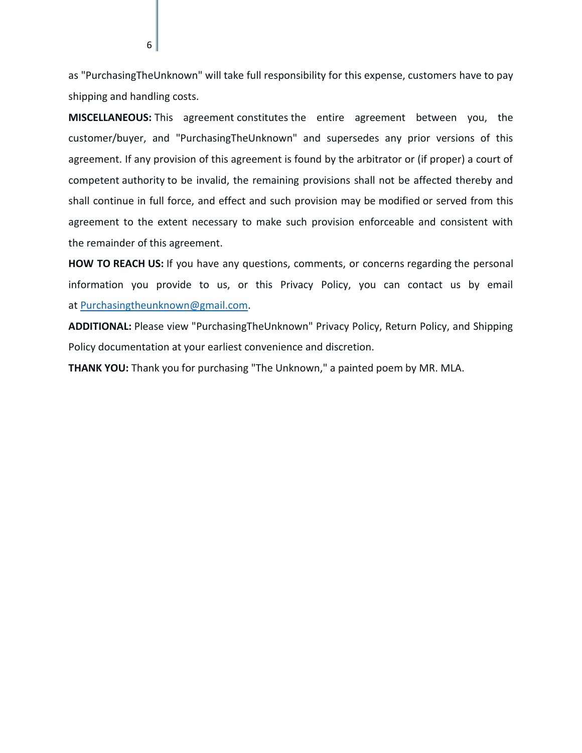as "PurchasingTheUnknown" will take full responsibility for this expense, customers have to pay shipping and handling costs.

**MISCELLANEOUS:** This agreement constitutes the entire agreement between you, the customer/buyer, and "PurchasingTheUnknown" and supersedes any prior versions of this agreement. If any provision of this agreement is found by the arbitrator or (if proper) a court of competent authority to be invalid, the remaining provisions shall not be affected thereby and shall continue in full force, and effect and such provision may be modified or served from this agreement to the extent necessary to make such provision enforceable and consistent with the remainder of this agreement.

**HOW TO REACH US:** If you have any questions, comments, or concerns regarding the personal information you provide to us, or this Privacy Policy, you can contact us by email at Purchasingtheunknown@gmail.com.

**ADDITIONAL:** Please view "PurchasingTheUnknown" Privacy Policy, Return Policy, and Shipping Policy documentation at your earliest convenience and discretion.

**THANK YOU:** Thank you for purchasing "The Unknown," a painted poem by MR. MLA.